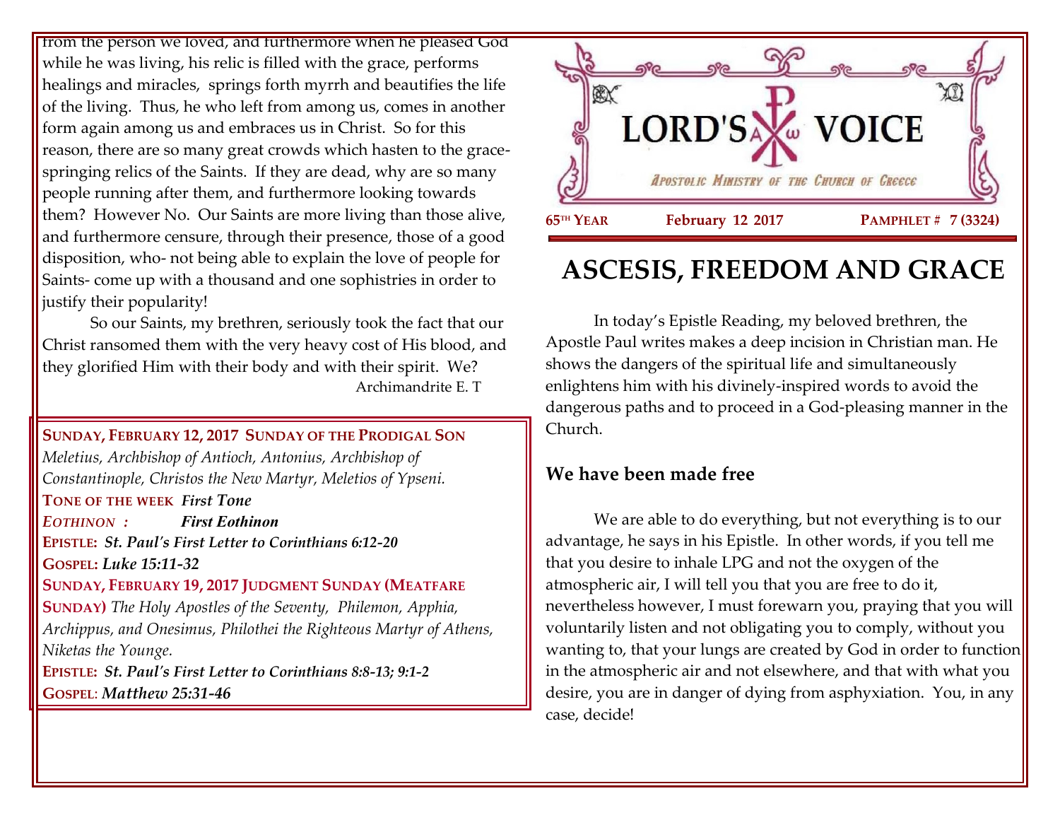from the person we loved, and furthermore when he pleased God while he was living, his relic is filled with the grace, performs healings and miracles, springs forth myrrh and beautifies the life of the living. Thus, he who left from among us, comes in another form again among us and embraces us in Christ. So for this reason, there are so many great crowds which hasten to the grace-springing relics of the Saints. If they are dead, why are so many people running after them, and furthermore looking towards them? However No. Our Saints are more living than those alive, and furthermore censure, through their presence, those of a good disposition, who- not being able to explain the love of people for Saints- come up with a thousand and one sophistries in order to justify their popularity!

So our Saints, my brethren, seriously took the fact that our Christ ransomed them with the very heavy cost of His blood, and they glorified Him with their body and with their spirit. We?

Archimandrite E. T

**SUNDAY, FEBRUARY 12, 2017 SUNDAY OF THE PRODIGAL SON**
*Meletius, Archbishop of Antioch, Antonius, Archbishop of Constantinople, Christos the New Martyr, Meletios of Ypseni.*
**TONE OF THE WEEK** ***First Tone***
***EOTHINON :*** ***First Eothinon***
**EPISTLE:** ***St. Paul's First Letter to Corinthians 6:12-20***
**GOSPEL:** ***Luke 15:11-32***
**SUNDAY, FEBRUARY 19, 2017 JUDGMENT SUNDAY (MEATFARE SUNDAY)** *The Holy Apostles of the Seventy, Philemon, Apphia, Archippus, and Onesimus, Philothei the Righteous Martyr of Athens, Niketas the Younge.*
**EPISTLE:** ***St. Paul's First Letter to Corinthians 8:8-13; 9:1-2***
**GOSPEL**: ***Matthew 25:31-46***

# LORD'S VOICE

*APOSTOLIC MINISTRY OF THE CHURCH OF GREECE*

**65TH YEAR** **February 12 2017** **PAMPHLET # 7 (3324)**

# ASCESIS, FREEDOM AND GRACE

In today's Epistle Reading, my beloved brethren, the Apostle Paul writes makes a deep incision in Christian man. He shows the dangers of the spiritual life and simultaneously enlightens him with his divinely-inspired words to avoid the dangerous paths and to proceed in a God-pleasing manner in the Church.

## We have been made free

We are able to do everything, but not everything is to our advantage, he says in his Epistle. In other words, if you tell me that you desire to inhale LPG and not the oxygen of the atmospheric air, I will tell you that you are free to do it, nevertheless however, I must forewarn you, praying that you will voluntarily listen and not obligating you to comply, without you wanting to, that your lungs are created by God in order to function in the atmospheric air and not elsewhere, and that with what you desire, you are in danger of dying from asphyxiation. You, in any case, decide!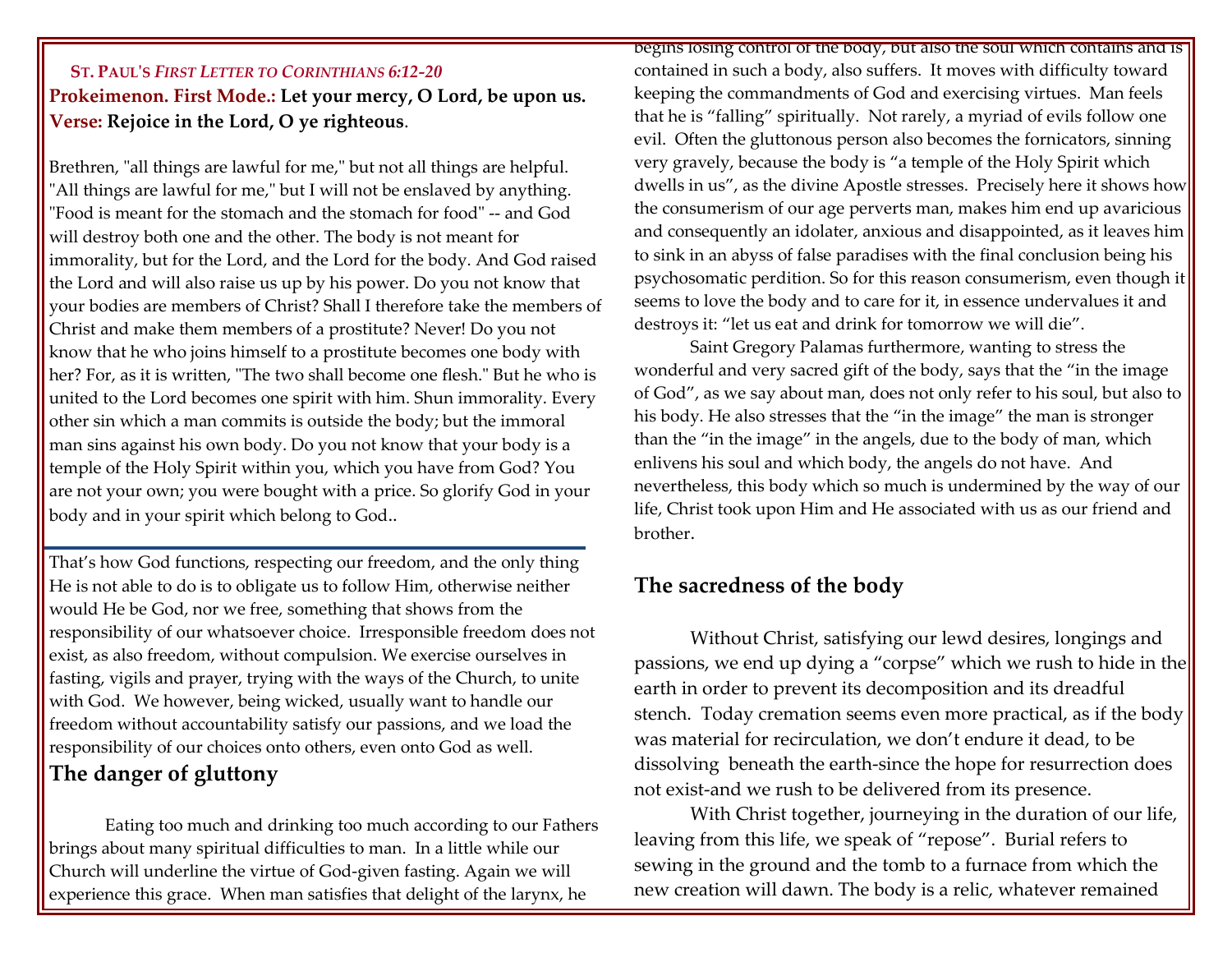**ST. PAUL'S *FIRST LETTER TO CORINTHIANS 6:12-20***

**Prokeimenon. First Mode.: Let your mercy, O Lord, be upon us.**

**Verse: Rejoice in the Lord, O ye righteous**.

Brethren, "all things are lawful for me," but not all things are helpful. "All things are lawful for me," but I will not be enslaved by anything. "Food is meant for the stomach and the stomach for food" -- and God will destroy both one and the other. The body is not meant for immorality, but for the Lord, and the Lord for the body. And God raised the Lord and will also raise us up by his power. Do you not know that your bodies are members of Christ? Shall I therefore take the members of Christ and make them members of a prostitute? Never! Do you not know that he who joins himself to a prostitute becomes one body with her? For, as it is written, "The two shall become one flesh." But he who is united to the Lord becomes one spirit with him. Shun immorality. Every other sin which a man commits is outside the body; but the immoral man sins against his own body. Do you not know that your body is a temple of the Holy Spirit within you, which you have from God? You are not your own; you were bought with a price. So glorify God in your body and in your spirit which belong to God..

---

That's how God functions, respecting our freedom, and the only thing He is not able to do is to obligate us to follow Him, otherwise neither would He be God, nor we free, something that shows from the responsibility of our whatsoever choice. Irresponsible freedom does not exist, as also freedom, without compulsion. We exercise ourselves in fasting, vigils and prayer, trying with the ways of the Church, to unite with God. We however, being wicked, usually want to handle our freedom without accountability satisfy our passions, and we load the responsibility of our choices onto others, even onto God as well.

## The danger of gluttony

Eating too much and drinking too much according to our Fathers brings about many spiritual difficulties to man. In a little while our Church will underline the virtue of God-given fasting. Again we will experience this grace. When man satisfies that delight of the larynx, he begins losing control of the body, but also the soul which contains and is contained in such a body, also suffers. It moves with difficulty toward keeping the commandments of God and exercising virtues. Man feels that he is "falling" spiritually. Not rarely, a myriad of evils follow one evil. Often the gluttonous person also becomes the fornicators, sinning very gravely, because the body is "a temple of the Holy Spirit which dwells in us", as the divine Apostle stresses. Precisely here it shows how the consumerism of our age perverts man, makes him end up avaricious and consequently an idolater, anxious and disappointed, as it leaves him to sink in an abyss of false paradises with the final conclusion being his psychosomatic perdition. So for this reason consumerism, even though it seems to love the body and to care for it, in essence undervalues it and destroys it: "let us eat and drink for tomorrow we will die".

Saint Gregory Palamas furthermore, wanting to stress the wonderful and very sacred gift of the body, says that the "in the image of God", as we say about man, does not only refer to his soul, but also to his body. He also stresses that the "in the image" the man is stronger than the "in the image" in the angels, due to the body of man, which enlivens his soul and which body, the angels do not have. And nevertheless, this body which so much is undermined by the way of our life, Christ took upon Him and He associated with us as our friend and brother.

## The sacredness of the body

Without Christ, satisfying our lewd desires, longings and passions, we end up dying a "corpse" which we rush to hide in the earth in order to prevent its decomposition and its dreadful stench. Today cremation seems even more practical, as if the body was material for recirculation, we don't endure it dead, to be dissolving beneath the earth-since the hope for resurrection does not exist-and we rush to be delivered from its presence.

With Christ together, journeying in the duration of our life, leaving from this life, we speak of "repose". Burial refers to sewing in the ground and the tomb to a furnace from which the new creation will dawn. The body is a relic, whatever remained